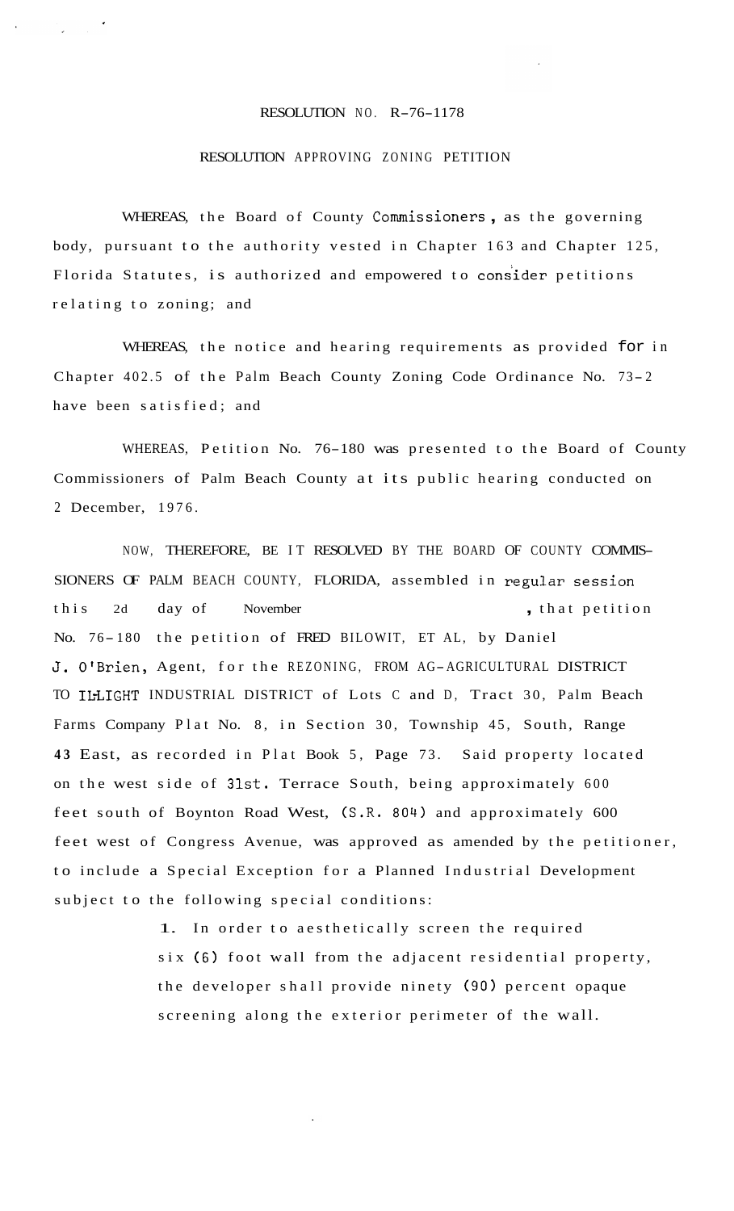# RESOLUTION NO. R-76-1178

## RESOLUTION APPROVING ZONING PETITION

WHEREAS, the Board of County Commissioners, as the governing body, pursuant to the authority vested in Chapter 163 and Chapter 125, Florida Statutes, is authorized and empowered to consider petitions relating to zoning; and

WHEREAS, the notice and hearing requirements as provided for in Chapter 402.5 of the Palm Beach County Zoning Code Ordinance No. 73-2 have been satisfied; and

WHEREAS, Petition No. 76-180 was presented to the Board of County Commissioners of Palm Beach County at its public hearing conducted on 2 December, 1976.

NOW, THEREFORE, BE IT RESOLVED BY THE BOARD OF COUNTY COMMISSIONERS OF PALM BEACH COUNTY, FLORIDA, assembled in regular session this 2d day of November, that petition No. 76-180 the petition of FRED BILOWIT, ET AL, by Daniel J. O'Brien, Agent, for the REZONING, FROM AG-AGRICULTURAL DISTRICT TO IL-LIGHT INDUSTRIAL DISTRICT of Lots C and D, Tract 30, Palm Beach Farms Company Plat No. 8, in Section 30, Township 45, South, Range 43 East, as recorded in Plat Book 5, Page 73. Said property located on the west side of 31st. Terrace South, being approximately 600 feet south of Boynton Road West, (S.R. 804) and approximately 600 feet west of Congress Avenue, was approved as amended by the petitioner, to include a Special Exception for a Planned Industrial Development subject to the following special conditions:

1. In order to aesthetically screen the required six (6) foot wall from the adjacent residential property, the developer shall provide ninety (90) percent opaque screening along the exterior perimeter of the wall.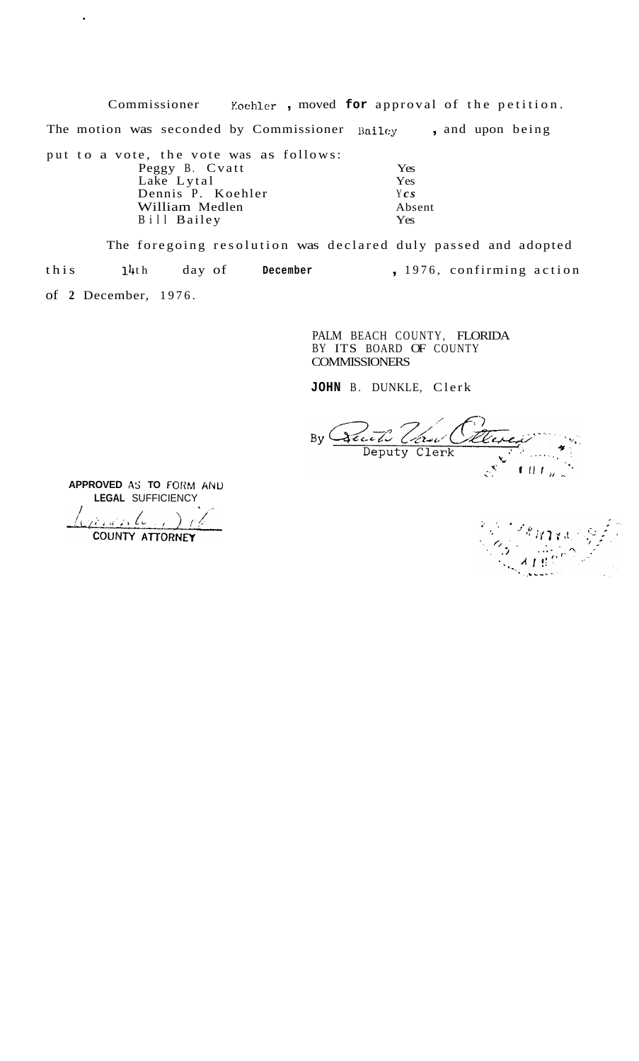Commissioner Koehler, moved for approval of the petition. The motion was seconded by Commissioner Bailey, and upon being put to a vote, the vote was as follows:

| | |
|---|---|
| Peggy B. Cvatt | Yes |
| Lake Lytal | Yes |
| Dennis P. Koehler | Ycs |
| William Medlen | Absent |
| Bill Bailey | Yes |

The foregoing resolution was declared duly passed and adopted this 14th day of December, 1976, confirming action of 2 December, 1976.

PALM BEACH COUNTY, FLORIDA
BY ITS BOARD OF COUNTY COMMISSIONERS

JOHN B. DUNKLE, Clerk

By ______________________
Deputy Clerk

APPROVED AS TO FORM AND LEGAL SUFFICIENCY

______________________
COUNTY ATTORNEY